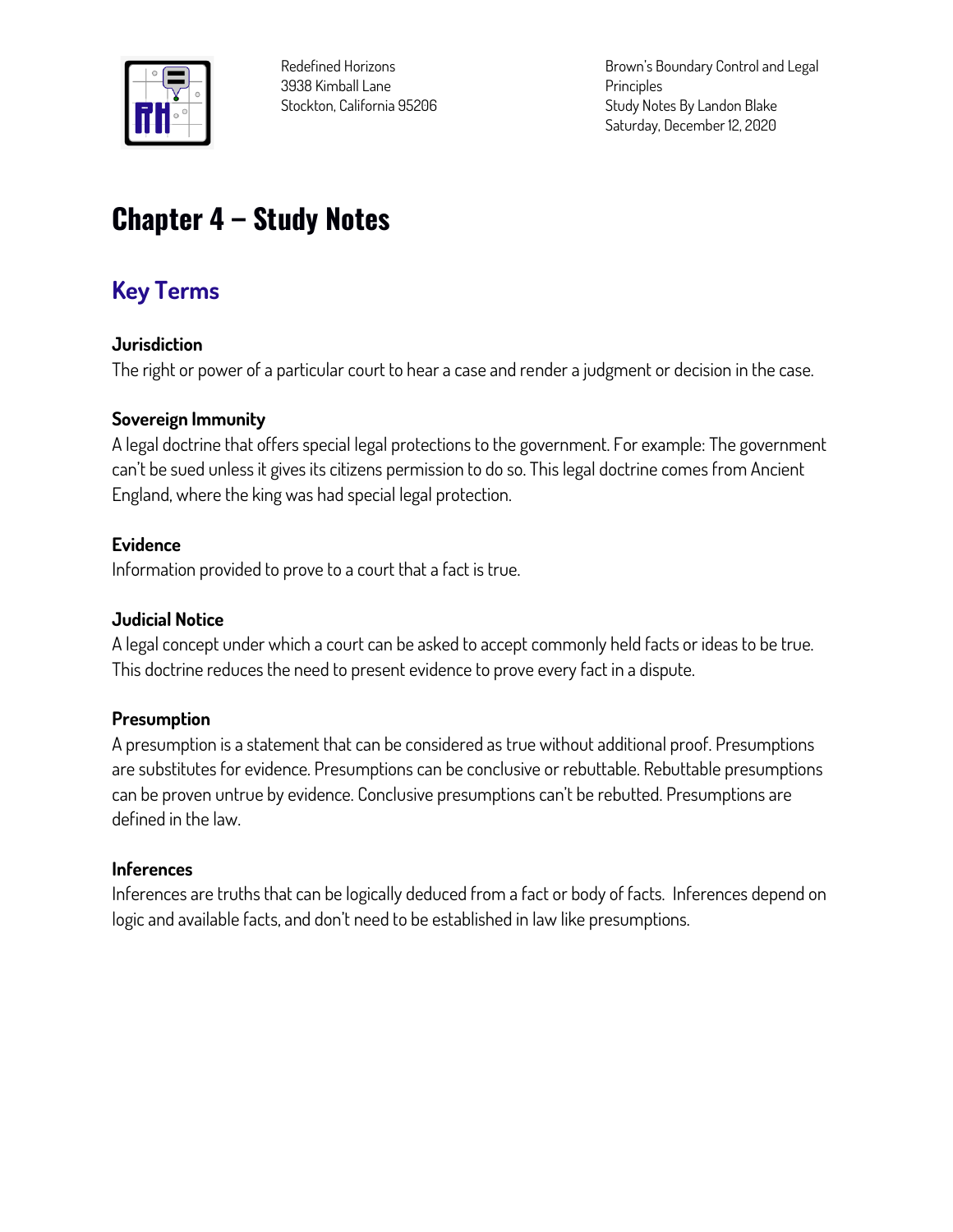Redefined Horizons
3938 Kimball Lane
Stockton, California 95206

Brown's Boundary Control and Legal Principles
Study Notes By Landon Blake
Saturday, December 12, 2020

# Chapter 4 – Study Notes

## Key Terms

**Jurisdiction**
The right or power of a particular court to hear a case and render a judgment or decision in the case.

**Sovereign Immunity**
A legal doctrine that offers special legal protections to the government. For example: The government can't be sued unless it gives its citizens permission to do so. This legal doctrine comes from Ancient England, where the king was had special legal protection.

**Evidence**
Information provided to prove to a court that a fact is true.

**Judicial Notice**
A legal concept under which a court can be asked to accept commonly held facts or ideas to be true. This doctrine reduces the need to present evidence to prove every fact in a dispute.

**Presumption**
A presumption is a statement that can be considered as true without additional proof. Presumptions are substitutes for evidence. Presumptions can be conclusive or rebuttable. Rebuttable presumptions can be proven untrue by evidence. Conclusive presumptions can't be rebutted. Presumptions are defined in the law.

**Inferences**
Inferences are truths that can be logically deduced from a fact or body of facts. Inferences depend on logic and available facts, and don't need to be established in law like presumptions.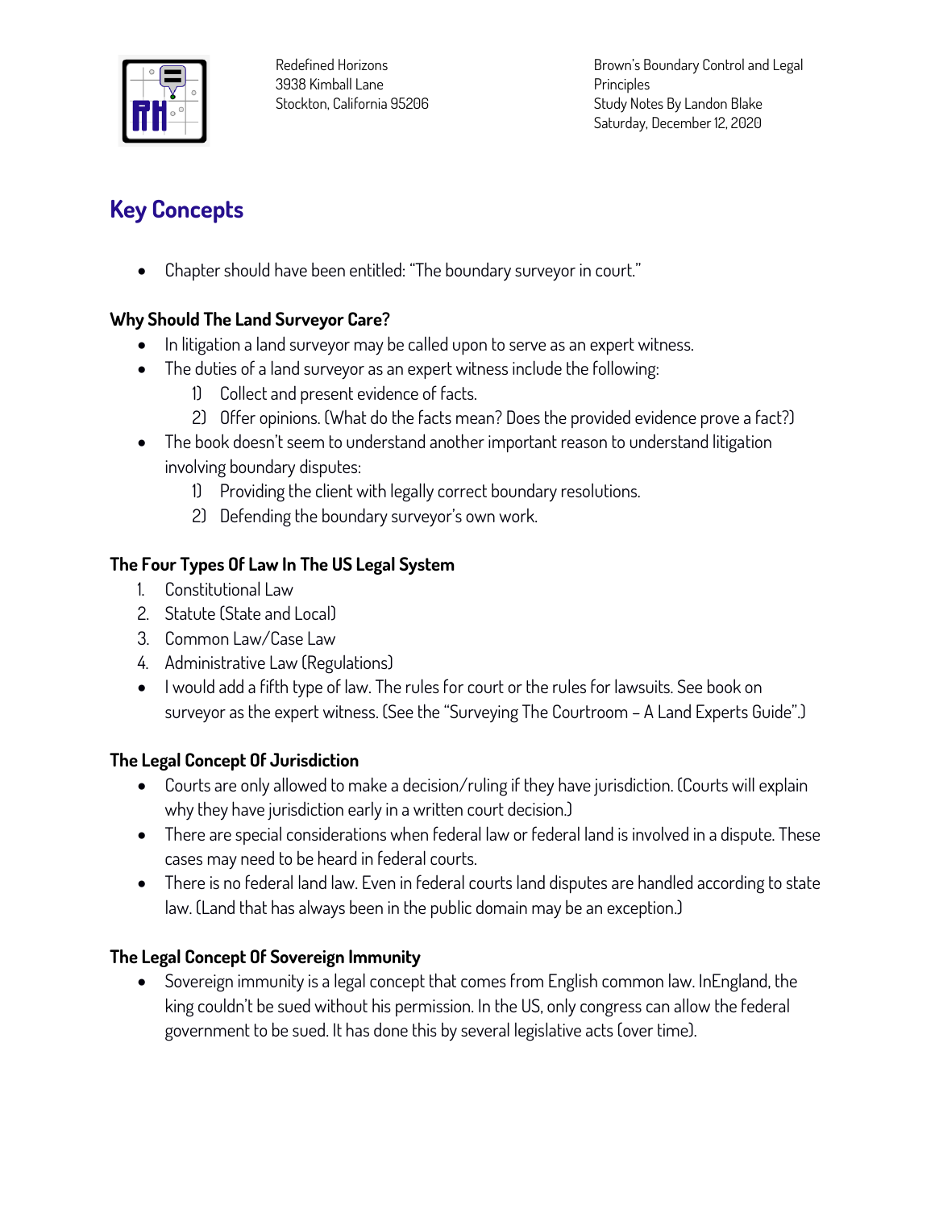# Key Concepts

- Chapter should have been entitled: "The boundary surveyor in court."

### Why Should The Land Surveyor Care?

- In litigation a land surveyor may be called upon to serve as an expert witness.
- The duties of a land surveyor as an expert witness include the following:
  1) Collect and present evidence of facts.
  2) Offer opinions. (What do the facts mean? Does the provided evidence prove a fact?)
- The book doesn't seem to understand another important reason to understand litigation involving boundary disputes:
  1) Providing the client with legally correct boundary resolutions.
  2) Defending the boundary surveyor's own work.

### The Four Types Of Law In The US Legal System

1. Constitutional Law
2. Statute (State and Local)
3. Common Law/Case Law
4. Administrative Law (Regulations)

- I would add a fifth type of law. The rules for court or the rules for lawsuits. See book on surveyor as the expert witness. (See the "Surveying The Courtroom – A Land Experts Guide".)

### The Legal Concept Of Jurisdiction

- Courts are only allowed to make a decision/ruling if they have jurisdiction. (Courts will explain why they have jurisdiction early in a written court decision.)
- There are special considerations when federal law or federal land is involved in a dispute. These cases may need to be heard in federal courts.
- There is no federal land law. Even in federal courts land disputes are handled according to state law. (Land that has always been in the public domain may be an exception.)

### The Legal Concept Of Sovereign Immunity

- Sovereign immunity is a legal concept that comes from English common law. InEngland, the king couldn't be sued without his permission. In the US, only congress can allow the federal government to be sued. It has done this by several legislative acts (over time).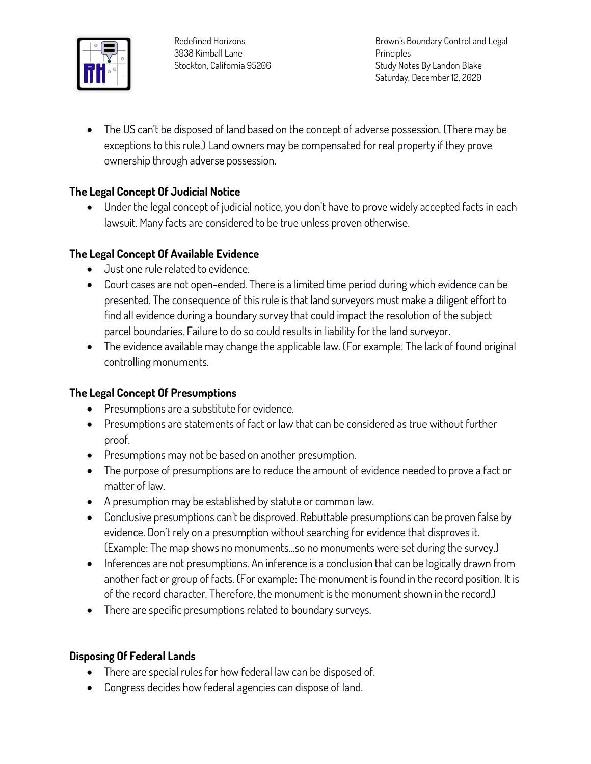- The US can't be disposed of land based on the concept of adverse possession. (There may be exceptions to this rule.) Land owners may be compensated for real property if they prove ownership through adverse possession.

## The Legal Concept Of Judicial Notice

- Under the legal concept of judicial notice, you don't have to prove widely accepted facts in each lawsuit. Many facts are considered to be true unless proven otherwise.

## The Legal Concept Of Available Evidence

- Just one rule related to evidence.
- Court cases are not open-ended. There is a limited time period during which evidence can be presented. The consequence of this rule is that land surveyors must make a diligent effort to find all evidence during a boundary survey that could impact the resolution of the subject parcel boundaries. Failure to do so could results in liability for the land surveyor.
- The evidence available may change the applicable law. (For example: The lack of found original controlling monuments.

## The Legal Concept Of Presumptions

- Presumptions are a substitute for evidence.
- Presumptions are statements of fact or law that can be considered as true without further proof.
- Presumptions may not be based on another presumption.
- The purpose of presumptions are to reduce the amount of evidence needed to prove a fact or matter of law.
- A presumption may be established by statute or common law.
- Conclusive presumptions can't be disproved. Rebuttable presumptions can be proven false by evidence. Don't rely on a presumption without searching for evidence that disproves it. (Example: The map shows no monuments...so no monuments were set during the survey.)
- Inferences are not presumptions. An inference is a conclusion that can be logically drawn from another fact or group of facts. (For example: The monument is found in the record position. It is of the record character. Therefore, the monument is the monument shown in the record.)
- There are specific presumptions related to boundary surveys.

## Disposing Of Federal Lands

- There are special rules for how federal law can be disposed of.
- Congress decides how federal agencies can dispose of land.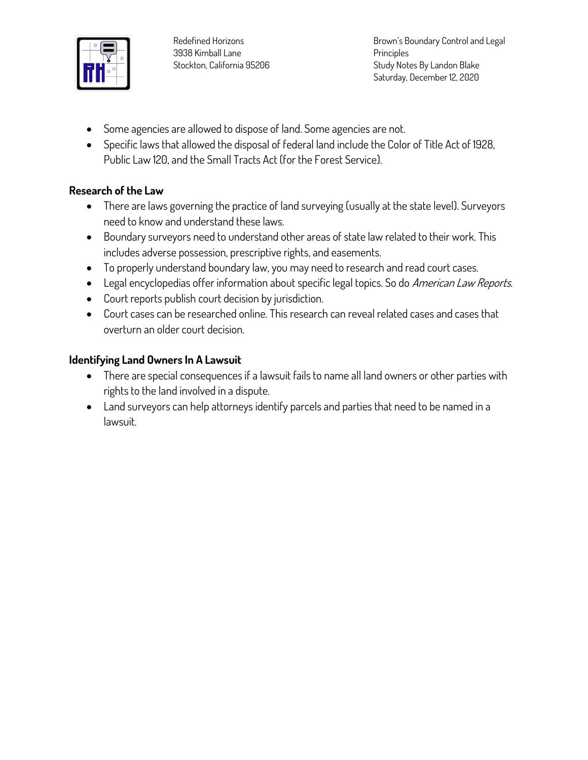- Some agencies are allowed to dispose of land. Some agencies are not.
- Specific laws that allowed the disposal of federal land include the Color of Title Act of 1928, Public Law 120, and the Small Tracts Act (for the Forest Service).

**Research of the Law**

- There are laws governing the practice of land surveying (usually at the state level). Surveyors need to know and understand these laws.
- Boundary surveyors need to understand other areas of state law related to their work. This includes adverse possession, prescriptive rights, and easements.
- To properly understand boundary law, you may need to research and read court cases.
- Legal encyclopedias offer information about specific legal topics. So do *American Law Reports*.
- Court reports publish court decision by jurisdiction.
- Court cases can be researched online. This research can reveal related cases and cases that overturn an older court decision.

**Identifying Land Owners In A Lawsuit**

- There are special consequences if a lawsuit fails to name all land owners or other parties with rights to the land involved in a dispute.
- Land surveyors can help attorneys identify parcels and parties that need to be named in a lawsuit.